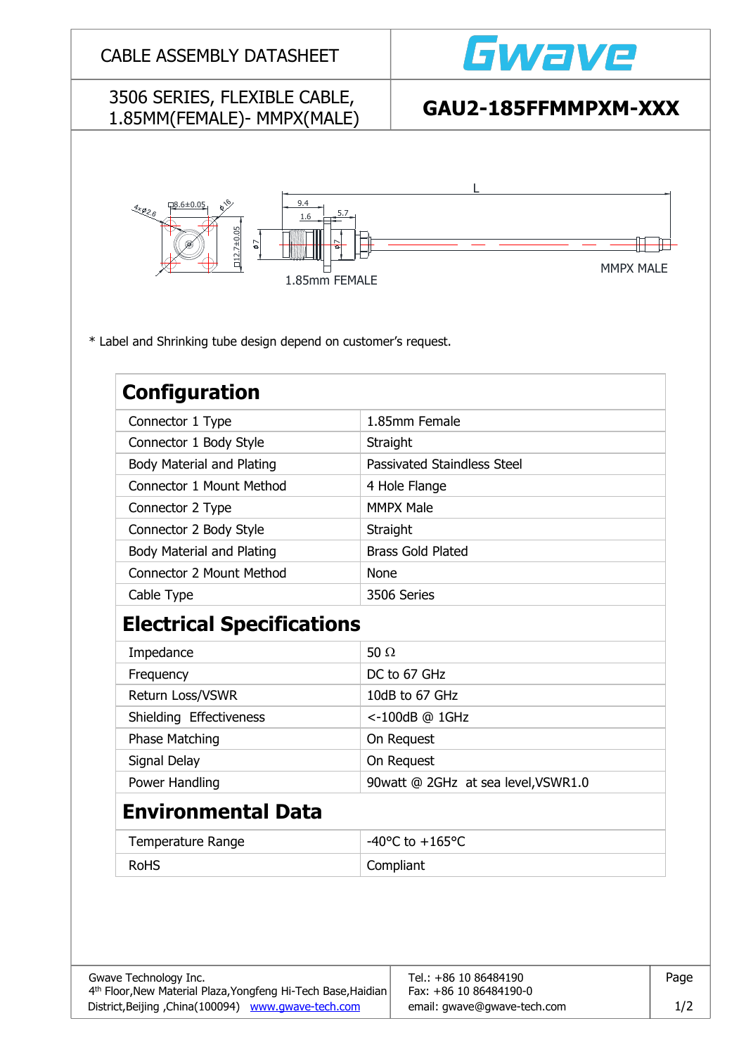CABLE ASSEMBLY DATASHEET

Gwave

3506 SERIES, FLEXIBLE CABLE, 1.85MM(FEMALE)- MMPX(MALE)

**GAU2-185FFMMPXM-XXX**

□8.6±0.05   4×Φ2.6   Φ16   □12.7±0.05   Φ7   9.4   1.6   5.7   Φ7   L

1.85mm FEMALE   MMPX MALE

* Label and Shrinking tube design depend on customer's request.

## Configuration

| | |
|---|---|
| Connector 1 Type | 1.85mm Female |
| Connector 1 Body Style | Straight |
| Body Material and Plating | Passivated Staindless Steel |
| Connector 1 Mount Method | 4 Hole Flange |
| Connector 2 Type | MMPX Male |
| Connector 2 Body Style | Straight |
| Body Material and Plating | Brass Gold Plated |
| Connector 2 Mount Method | None |
| Cable Type | 3506 Series |

## Electrical Specifications

| | |
|---|---|
| Impedance | 50 Ω |
| Frequency | DC to 67 GHz |
| Return Loss/VSWR | 10dB to 67 GHz |
| Shielding Effectiveness | <-100dB @ 1GHz |
| Phase Matching | On Request |
| Signal Delay | On Request |
| Power Handling | 90watt @ 2GHz at sea level,VSWR1.0 |

## Environmental Data

| | |
|---|---|
| Temperature Range | -40°C to +165°C |
| RoHS | Compliant |

Gwave Technology Inc.
4th Floor,New Material Plaza,Yongfeng Hi-Tech Base,Haidian District,Beijing ,China(100094) www.gwave-tech.com

Tel.: +86 10 86484190
Fax: +86 10 86484190-0
email: gwave@gwave-tech.com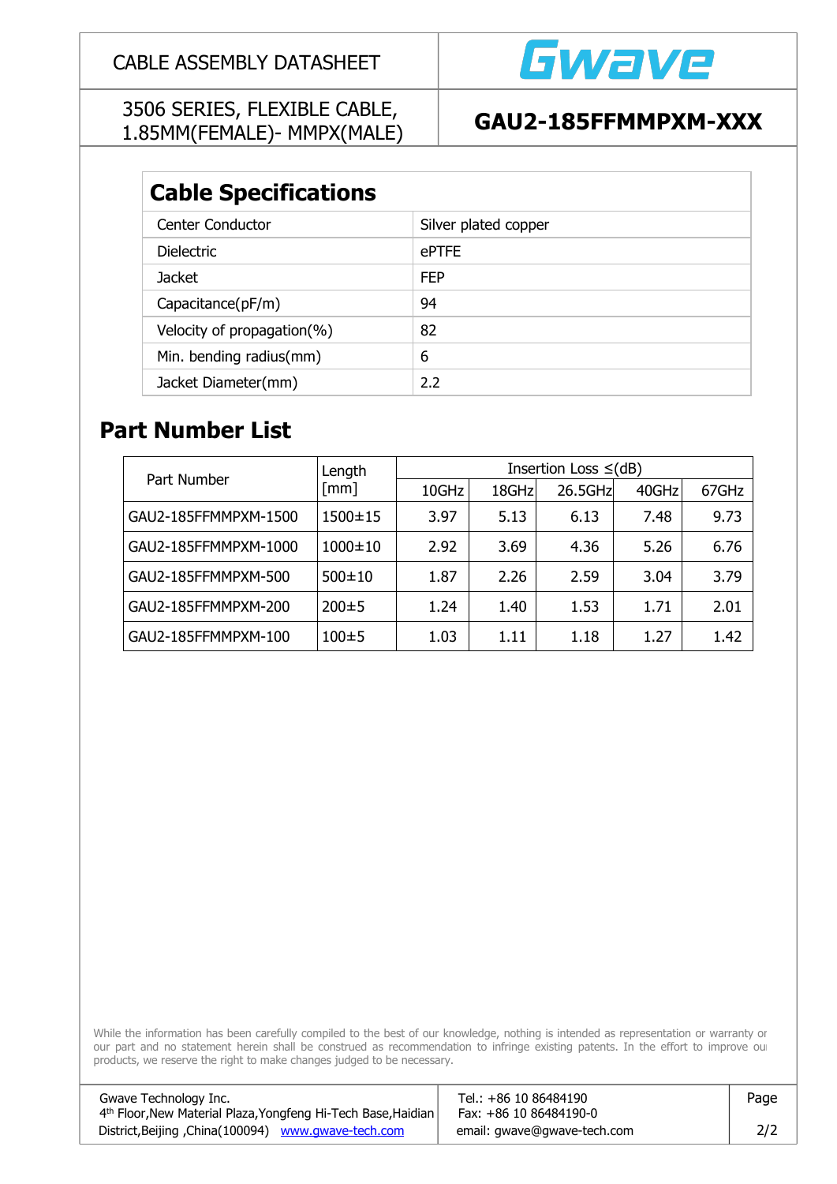CABLE ASSEMBLY DATASHEET

3506 SERIES, FLEXIBLE CABLE, 1.85MM(FEMALE)- MMPX(MALE)

**GAU2-185FFMMPXM-XXX**

## Cable Specifications

| | |
|---|---|
| Center Conductor | Silver plated copper |
| Dielectric | ePTFE |
| Jacket | FEP |
| Capacitance(pF/m) | 94 |
| Velocity of propagation(%) | 82 |
| Min. bending radius(mm) | 6 |
| Jacket Diameter(mm) | 2.2 |

## Part Number List

| Part Number | Length [mm] | Insertion Loss ≤(dB) | | | | |
|---|---|---|---|---|---|---|
| | | 10GHz | 18GHz | 26.5GHz | 40GHz | 67GHz |
| GAU2-185FFMMPXM-1500 | 1500±15 | 3.97 | 5.13 | 6.13 | 7.48 | 9.73 |
| GAU2-185FFMMPXM-1000 | 1000±10 | 2.92 | 3.69 | 4.36 | 5.26 | 6.76 |
| GAU2-185FFMMPXM-500 | 500±10 | 1.87 | 2.26 | 2.59 | 3.04 | 3.79 |
| GAU2-185FFMMPXM-200 | 200±5 | 1.24 | 1.40 | 1.53 | 1.71 | 2.01 |
| GAU2-185FFMMPXM-100 | 100±5 | 1.03 | 1.11 | 1.18 | 1.27 | 1.42 |

While the information has been carefully compiled to the best of our knowledge, nothing is intended as representation or warranty on our part and no statement herein shall be construed as recommendation to infringe existing patents. In the effort to improve our products, we reserve the right to make changes judged to be necessary.

Gwave Technology Inc.
4th Floor,New Material Plaza,Yongfeng Hi-Tech Base,Haidian District,Beijing ,China(100094) www.gwave-tech.com

Tel.: +86 10 86484190
Fax: +86 10 86484190-0
email: gwave@gwave-tech.com